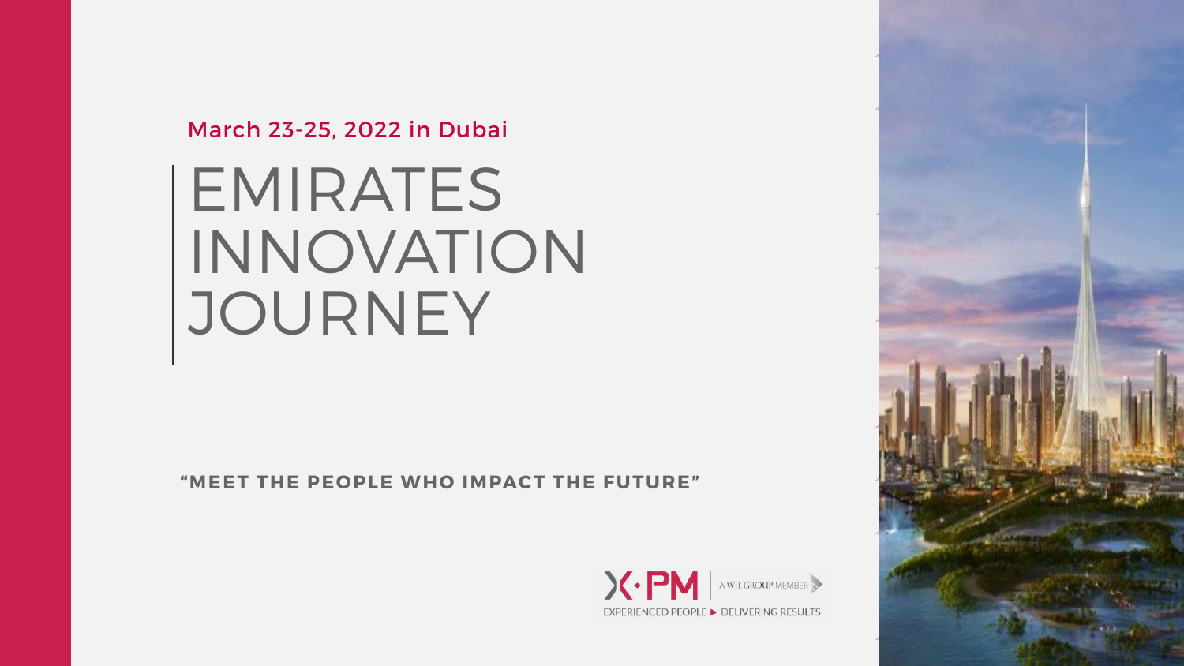March 23-25, 2022 in Dubai

# EMIRATES INNOVATION JOURNEY

**"MEET THE PEOPLE WHO IMPACT THE FUTURE"**

X·PM | A WIL GROUP MEMBER
EXPERIENCED PEOPLE ► DELIVERING RESULTS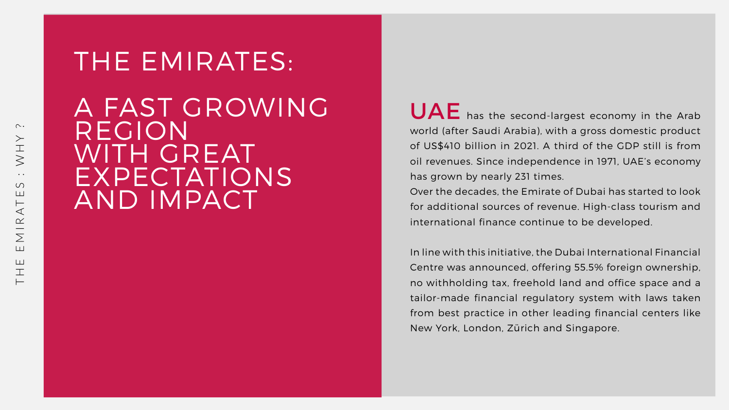THE EMIRATES : WHY ?

# THE EMIRATES:

## A FAST GROWING REGION WITH GREAT EXPECTATIONS AND IMPACT

**UAE** has the second-largest economy in the Arab world (after Saudi Arabia), with a gross domestic product of US$410 billion in 2021. A third of the GDP still is from oil revenues. Since independence in 1971, UAE's economy has grown by nearly 231 times.
Over the decades, the Emirate of Dubai has started to look for additional sources of revenue. High-class tourism and international finance continue to be developed.

In line with this initiative, the Dubai International Financial Centre was announced, offering 55.5% foreign ownership, no withholding tax, freehold land and office space and a tailor-made financial regulatory system with laws taken from best practice in other leading financial centers like New York, London, Zürich and Singapore.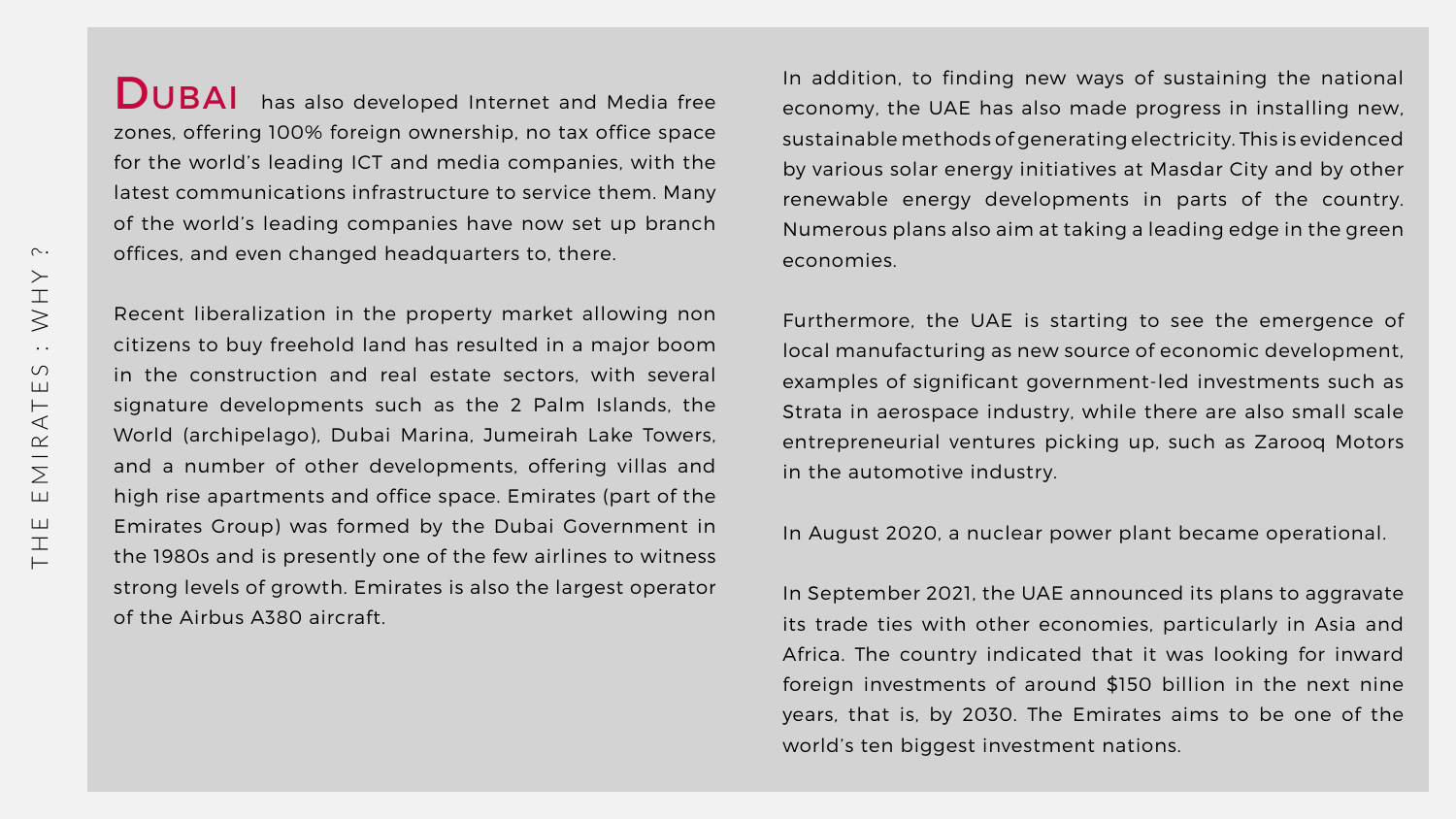**Dubai** has also developed Internet and Media free zones, offering 100% foreign ownership, no tax office space for the world's leading ICT and media companies, with the latest communications infrastructure to service them. Many of the world's leading companies have now set up branch offices, and even changed headquarters to, there.

Recent liberalization in the property market allowing non citizens to buy freehold land has resulted in a major boom in the construction and real estate sectors, with several signature developments such as the 2 Palm Islands, the World (archipelago), Dubai Marina, Jumeirah Lake Towers, and a number of other developments, offering villas and high rise apartments and office space. Emirates (part of the Emirates Group) was formed by the Dubai Government in the 1980s and is presently one of the few airlines to witness strong levels of growth. Emirates is also the largest operator of the Airbus A380 aircraft.

In addition, to finding new ways of sustaining the national economy, the UAE has also made progress in installing new, sustainable methods of generating electricity. This is evidenced by various solar energy initiatives at Masdar City and by other renewable energy developments in parts of the country. Numerous plans also aim at taking a leading edge in the green economies.

Furthermore, the UAE is starting to see the emergence of local manufacturing as new source of economic development, examples of significant government-led investments such as Strata in aerospace industry, while there are also small scale entrepreneurial ventures picking up, such as Zarooq Motors in the automotive industry.

In August 2020, a nuclear power plant became operational.

In September 2021, the UAE announced its plans to aggravate its trade ties with other economies, particularly in Asia and Africa. The country indicated that it was looking for inward foreign investments of around $150 billion in the next nine years, that is, by 2030. The Emirates aims to be one of the world's ten biggest investment nations.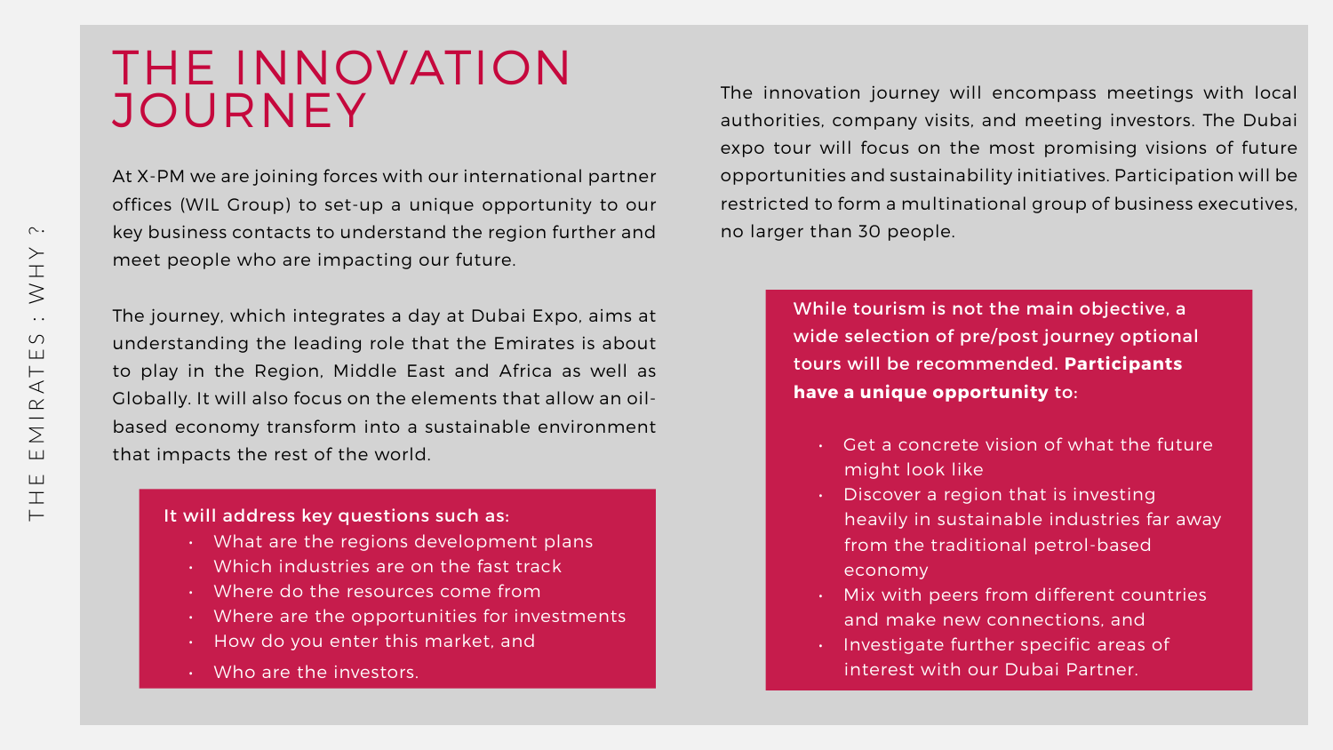# THE INNOVATION JOURNEY

At X-PM we are joining forces with our international partner offices (WIL Group) to set-up a unique opportunity to our key business contacts to understand the region further and meet people who are impacting our future.

The journey, which integrates a day at Dubai Expo, aims at understanding the leading role that the Emirates is about to play in the Region, Middle East and Africa as well as Globally. It will also focus on the elements that allow an oil-based economy transform into a sustainable environment that impacts the rest of the world.

**It will address key questions such as:**

- What are the regions development plans
- Which industries are on the fast track
- Where do the resources come from
- Where are the opportunities for investments
- How do you enter this market, and
- Who are the investors.

The innovation journey will encompass meetings with local authorities, company visits, and meeting investors. The Dubai expo tour will focus on the most promising visions of future opportunities and sustainability initiatives. Participation will be restricted to form a multinational group of business executives, no larger than 30 people.

While tourism is not the main objective, a wide selection of pre/post journey optional tours will be recommended. **Participants have a unique opportunity** to:

- Get a concrete vision of what the future might look like
- Discover a region that is investing heavily in sustainable industries far away from the traditional petrol-based economy
- Mix with peers from different countries and make new connections, and
- Investigate further specific areas of interest with our Dubai Partner.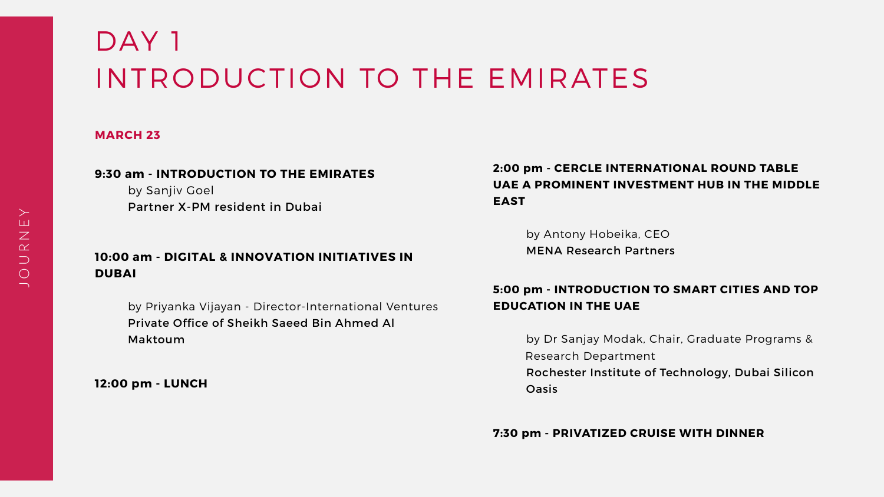# DAY 1
# INTRODUCTION TO THE EMIRATES

**MARCH 23**

**9:30 am - INTRODUCTION TO THE EMIRATES**

by Sanjiv Goel
Partner X-PM resident in Dubai

**10:00 am - DIGITAL & INNOVATION INITIATIVES IN DUBAI**

by Priyanka Vijayan - Director-International Ventures
Private Office of Sheikh Saeed Bin Ahmed Al Maktoum

**12:00 pm - LUNCH**

**2:00 pm - CERCLE INTERNATIONAL ROUND TABLE UAE A PROMINENT INVESTMENT HUB IN THE MIDDLE EAST**

by Antony Hobeika, CEO
MENA Research Partners

**5:00 pm - INTRODUCTION TO SMART CITIES AND TOP EDUCATION IN THE UAE**

by Dr Sanjay Modak, Chair, Graduate Programs & Research Department
Rochester Institute of Technology, Dubai Silicon Oasis

**7:30 pm - PRIVATIZED CRUISE WITH DINNER**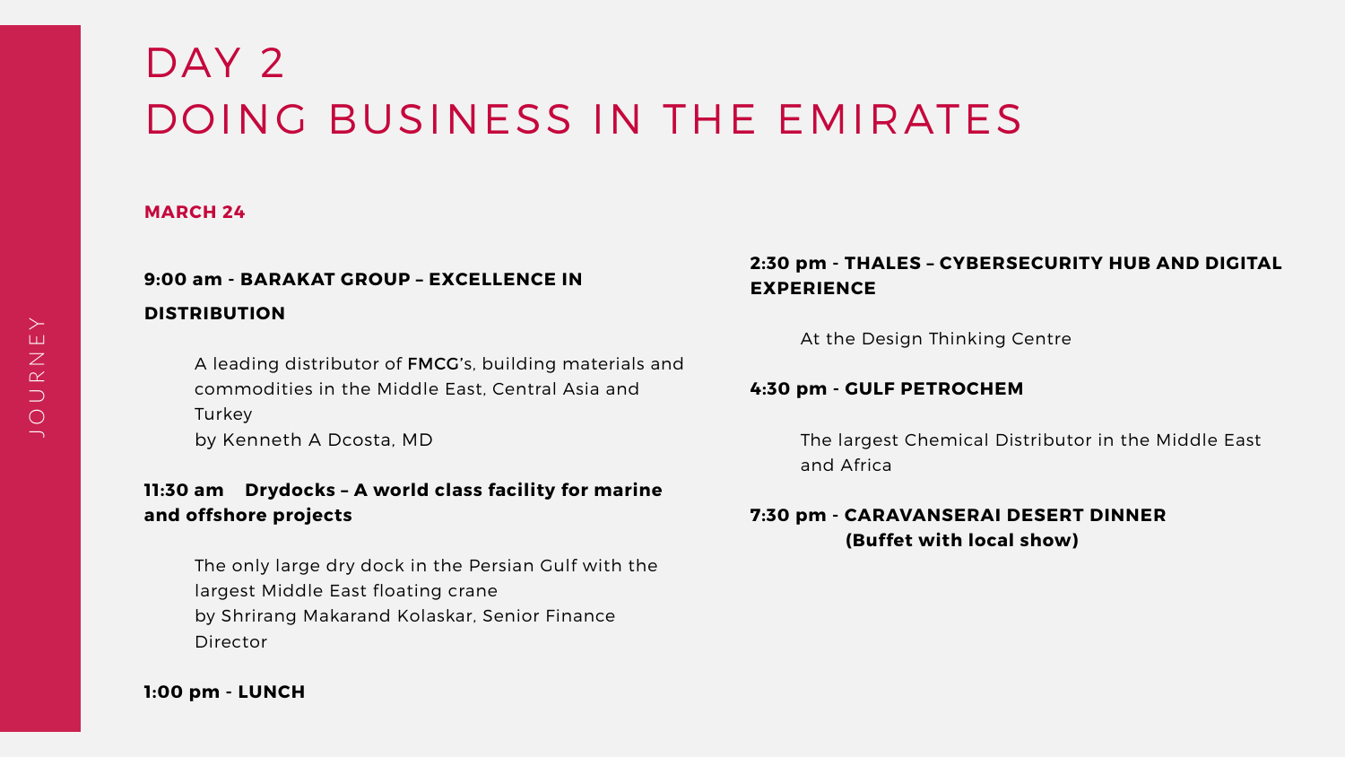# DAY 2
# DOING BUSINESS IN THE EMIRATES

**MARCH 24**

**9:00 am - BARAKAT GROUP – EXCELLENCE IN DISTRIBUTION**

A leading distributor of FMCG's, building materials and commodities in the Middle East, Central Asia and Turkey
by Kenneth A Dcosta, MD

**11:30 am Drydocks – A world class facility for marine and offshore projects**

The only large dry dock in the Persian Gulf with the largest Middle East floating crane
by Shrirang Makarand Kolaskar, Senior Finance Director

**1:00 pm - LUNCH**

**2:30 pm - THALES – CYBERSECURITY HUB AND DIGITAL EXPERIENCE**

At the Design Thinking Centre

**4:30 pm - GULF PETROCHEM**

The largest Chemical Distributor in the Middle East and Africa

**7:30 pm - CARAVANSERAI DESERT DINNER (Buffet with local show)**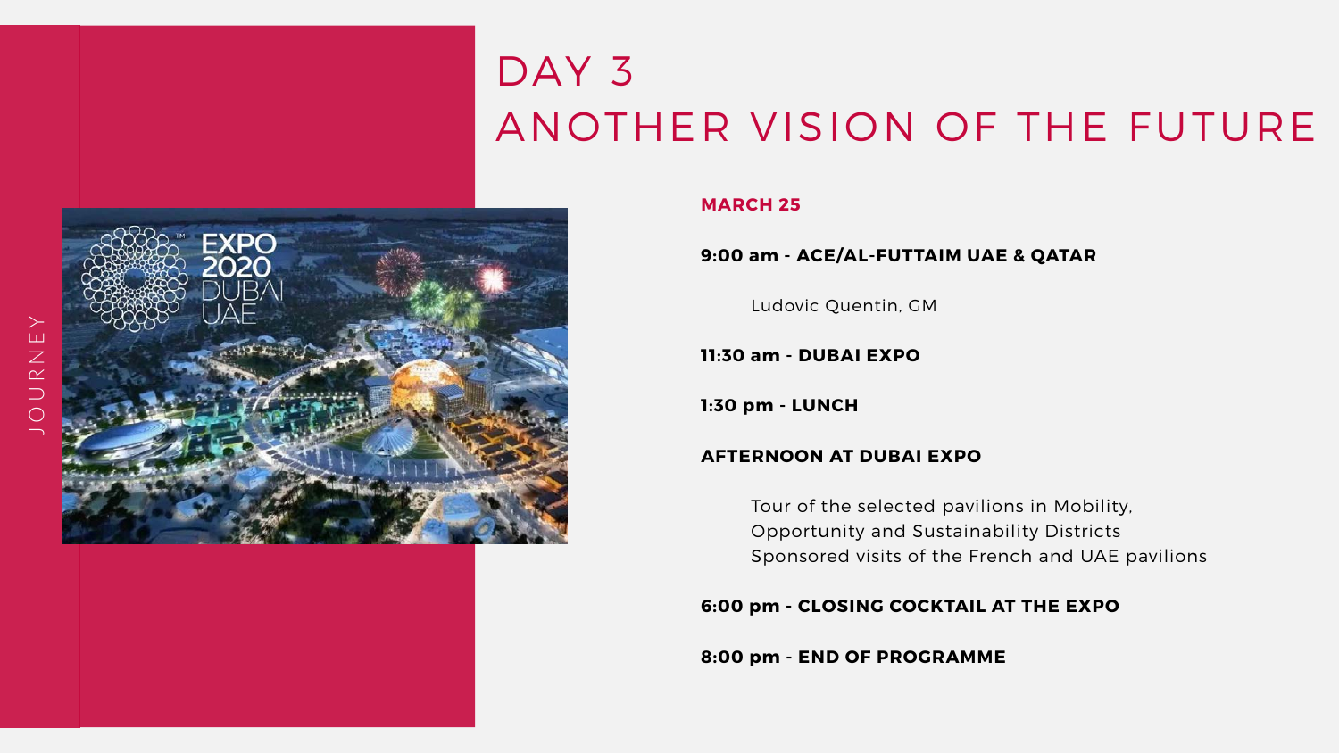JOURNEY

# DAY 3
# ANOTHER VISION OF THE FUTURE

**MARCH 25**

**9:00 am - ACE/AL-FUTTAIM UAE & QATAR**

Ludovic Quentin, GM

**11:30 am - DUBAI EXPO**

**1:30 pm - LUNCH**

**AFTERNOON AT DUBAI EXPO**

Tour of the selected pavilions in Mobility, Opportunity and Sustainability Districts
Sponsored visits of the French and UAE pavilions

**6:00 pm - CLOSING COCKTAIL AT THE EXPO**

**8:00 pm - END OF PROGRAMME**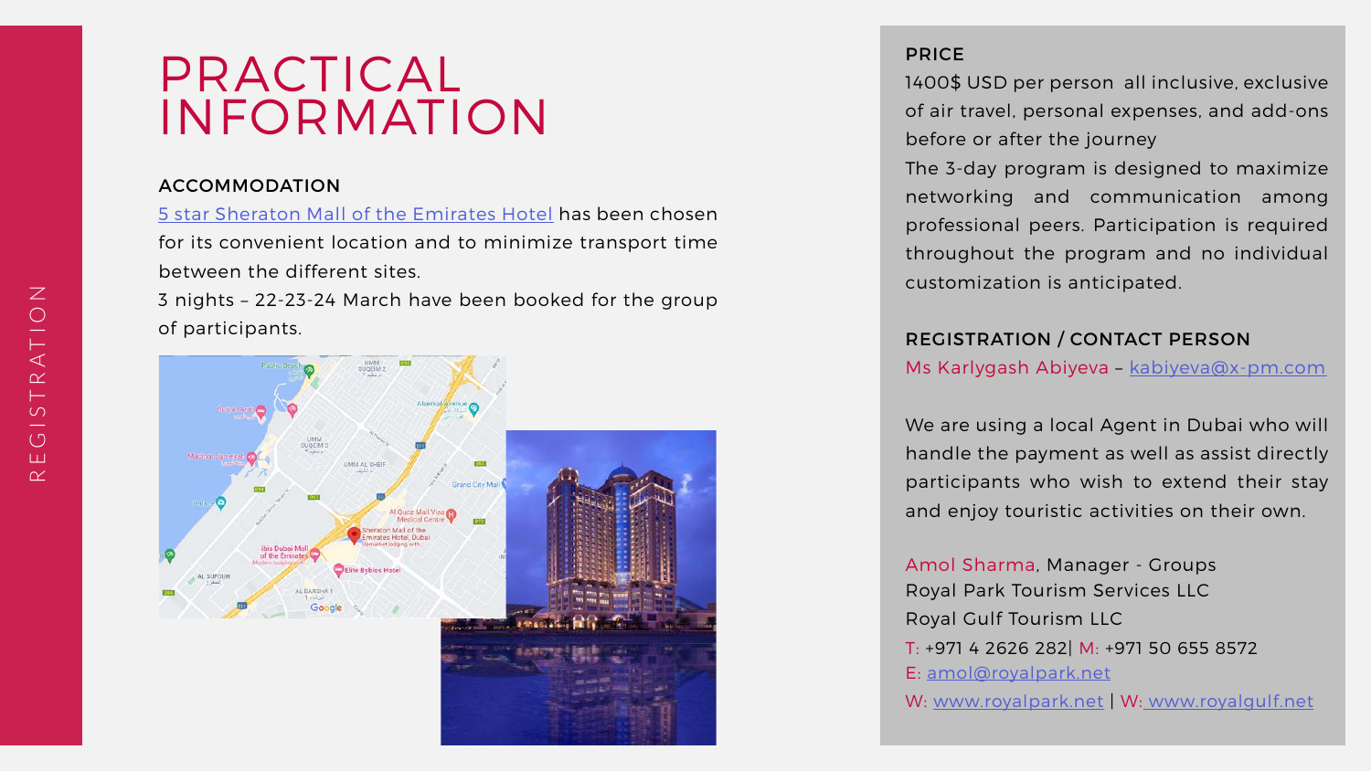REGISTRATION

# PRACTICAL INFORMATION

## ACCOMMODATION

[5 star Sheraton Mall of the Emirates Hotel](#) has been chosen for its convenient location and to minimize transport time between the different sites.

3 nights – 22-23-24 March have been booked for the group of participants.

## PRICE

1400$ USD per person all inclusive, exclusive of air travel, personal expenses, and add-ons before or after the journey

The 3-day program is designed to maximize networking and communication among professional peers. Participation is required throughout the program and no individual customization is anticipated.

## REGISTRATION / CONTACT PERSON

Ms Karlygash Abiyeva – kabiyeva@x-pm.com

We are using a local Agent in Dubai who will handle the payment as well as assist directly participants who wish to extend their stay and enjoy touristic activities on their own.

Amol Sharma, Manager - Groups
Royal Park Tourism Services LLC
Royal Gulf Tourism LLC
T: +971 4 2626 282| M: +971 50 655 8572
E: amol@royalpark.net
W: www.royalpark.net | W: www.royalgulf.net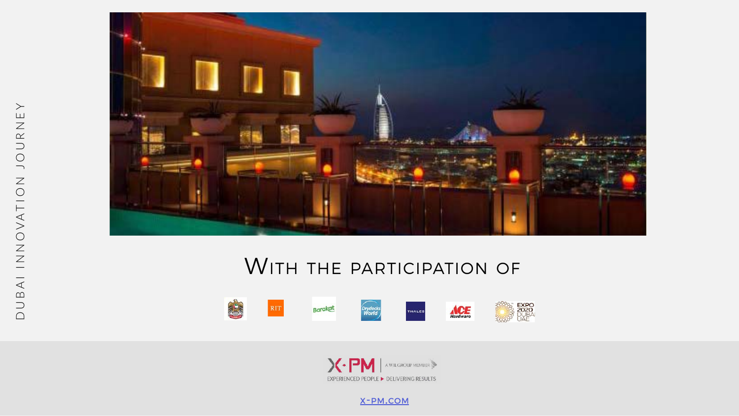DUBAI INNOVATION JOURNEY

## With the participation of

x-pm.com